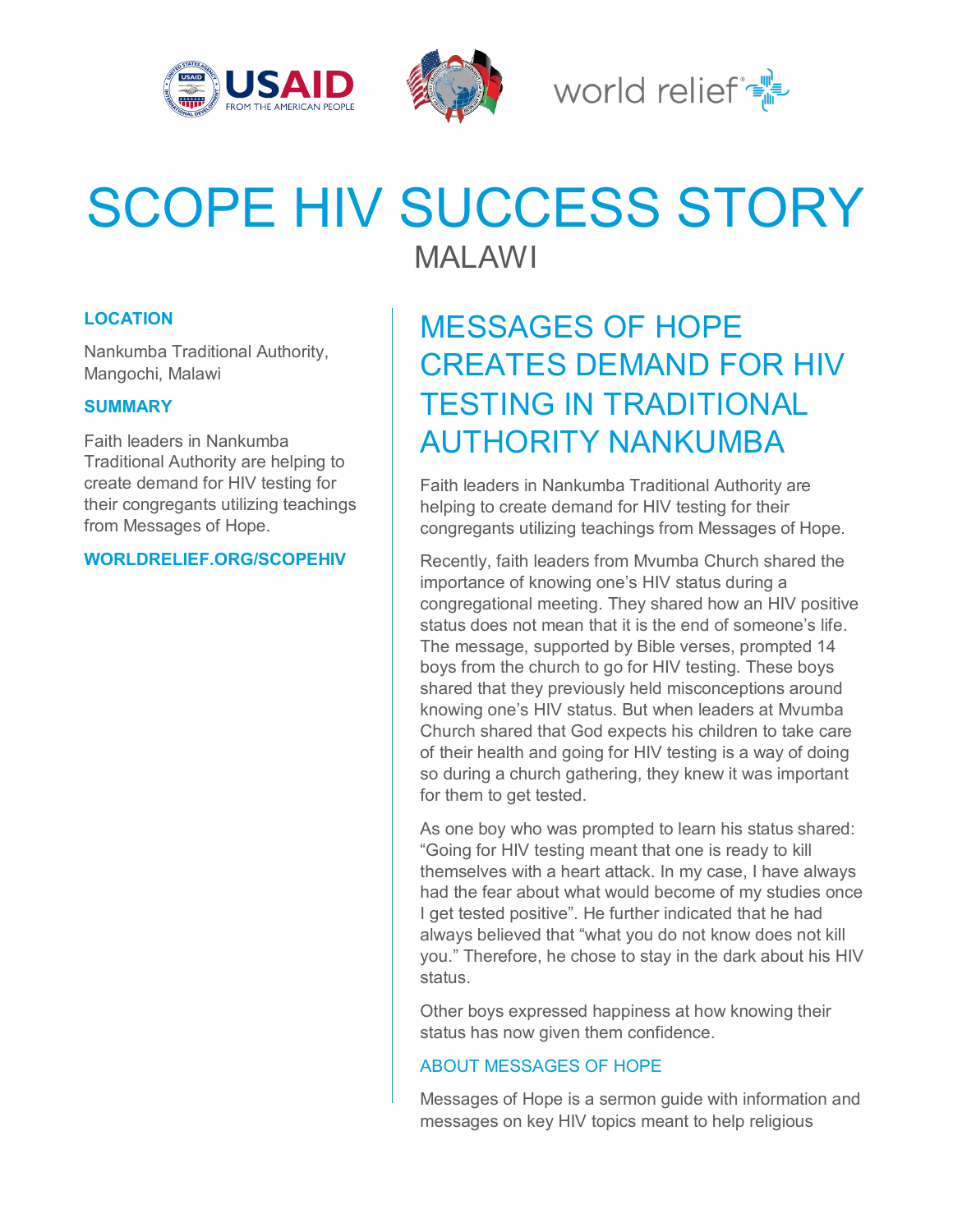# SCOPE HIV SUCCESS STORY

MALAWI

**LOCATION**

Nankumba Traditional Authority, Mangochi, Malawi

**SUMMARY**

Faith leaders in Nankumba Traditional Authority are helping to create demand for HIV testing for their congregants utilizing teachings from Messages of Hope.

**WORLDRELIEF.ORG/SCOPEHIV**

## MESSAGES OF HOPE CREATES DEMAND FOR HIV TESTING IN TRADITIONAL AUTHORITY NANKUMBA

Faith leaders in Nankumba Traditional Authority are helping to create demand for HIV testing for their congregants utilizing teachings from Messages of Hope.

Recently, faith leaders from Mvumba Church shared the importance of knowing one's HIV status during a congregational meeting. They shared how an HIV positive status does not mean that it is the end of someone's life. The message, supported by Bible verses, prompted 14 boys from the church to go for HIV testing. These boys shared that they previously held misconceptions around knowing one's HIV status. But when leaders at Mvumba Church shared that God expects his children to take care of their health and going for HIV testing is a way of doing so during a church gathering, they knew it was important for them to get tested.

As one boy who was prompted to learn his status shared: "Going for HIV testing meant that one is ready to kill themselves with a heart attack. In my case, I have always had the fear about what would become of my studies once I get tested positive". He further indicated that he had always believed that "what you do not know does not kill you." Therefore, he chose to stay in the dark about his HIV status.

Other boys expressed happiness at how knowing their status has now given them confidence.

### ABOUT MESSAGES OF HOPE

Messages of Hope is a sermon guide with information and messages on key HIV topics meant to help religious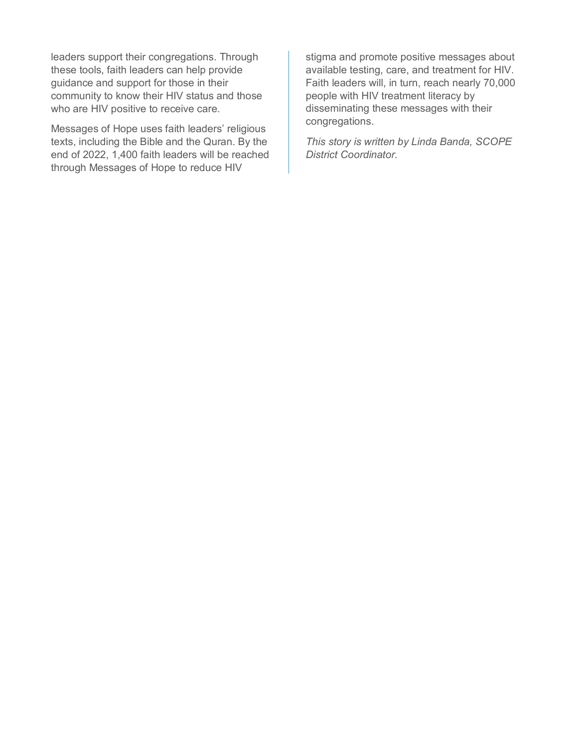leaders support their congregations. Through these tools, faith leaders can help provide guidance and support for those in their community to know their HIV status and those who are HIV positive to receive care.

Messages of Hope uses faith leaders' religious texts, including the Bible and the Quran. By the end of 2022, 1,400 faith leaders will be reached through Messages of Hope to reduce HIV stigma and promote positive messages about available testing, care, and treatment for HIV. Faith leaders will, in turn, reach nearly 70,000 people with HIV treatment literacy by disseminating these messages with their congregations.

*This story is written by Linda Banda, SCOPE District Coordinator*.